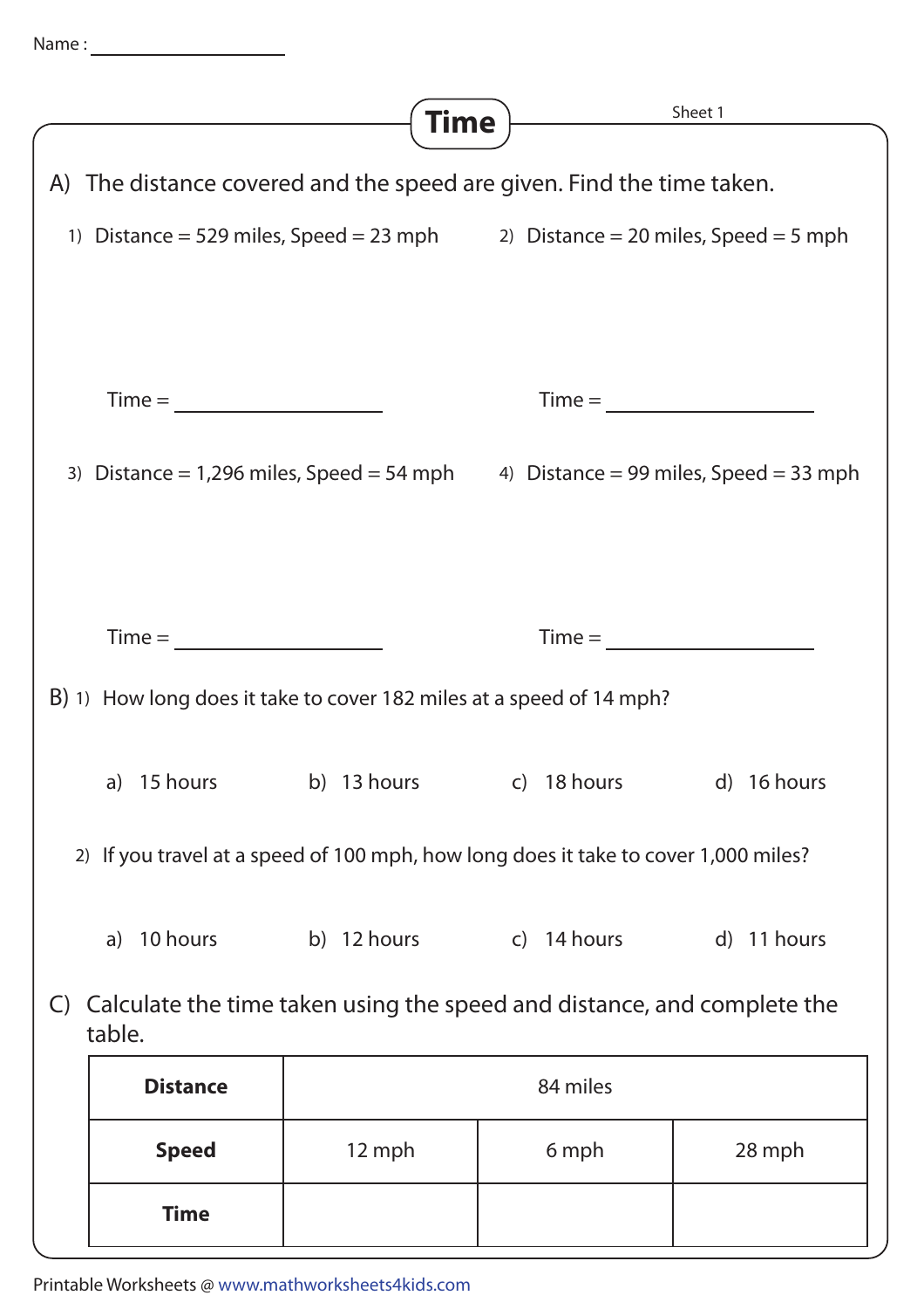Name : ____________________

# Time

Sheet 1

## A) The distance covered and the speed are given. Find the time taken.

1) Distance = 529 miles, Speed = 23 mph

Time = ____________________

2) Distance = 20 miles, Speed = 5 mph

Time = ____________________

3) Distance = 1,296 miles, Speed = 54 mph

Time = ____________________

4) Distance = 99 miles, Speed = 33 mph

Time = ____________________

## B)

1) How long does it take to cover 182 miles at a speed of 14 mph?

a) 15 hours b) 13 hours c) 18 hours d) 16 hours

2) If you travel at a speed of 100 mph, how long does it take to cover 1,000 miles?

a) 10 hours b) 12 hours c) 14 hours d) 11 hours

## C) Calculate the time taken using the speed and distance, and complete the table.

| **Distance** | 84 miles | | |
|---|---|---|---|
| **Speed** | 12 mph | 6 mph | 28 mph |
| **Time** | | | |

Printable Worksheets @ www.mathworksheets4kids.com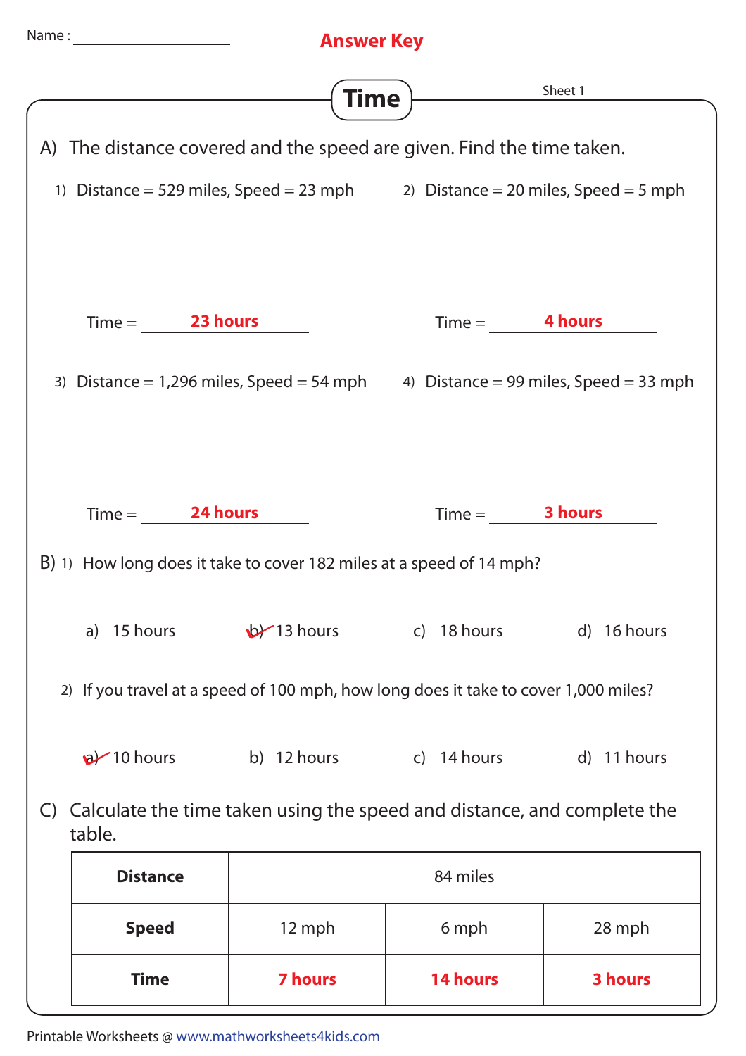Name : ________________ **Answer Key**

# Time

Sheet 1

A) The distance covered and the speed are given. Find the time taken.

1) Distance = 529 miles, Speed = 23 mph

Time = **23 hours**

2) Distance = 20 miles, Speed = 5 mph

Time = **4 hours**

3) Distance = 1,296 miles, Speed = 54 mph

Time = **24 hours**

4) Distance = 99 miles, Speed = 33 mph

Time = **3 hours**

B) 1) How long does it take to cover 182 miles at a speed of 14 mph?

a) 15 hours  b) 13 hours ✓  c) 18 hours  d) 16 hours

2) If you travel at a speed of 100 mph, how long does it take to cover 1,000 miles?

a) 10 hours ✓  b) 12 hours  c) 14 hours  d) 11 hours

C) Calculate the time taken using the speed and distance, and complete the table.

| **Distance** | 84 miles | | |
|---|---|---|---|
| **Speed** | 12 mph | 6 mph | 28 mph |
| **Time** | **7 hours** | **14 hours** | **3 hours** |

Printable Worksheets @ www.mathworksheets4kids.com